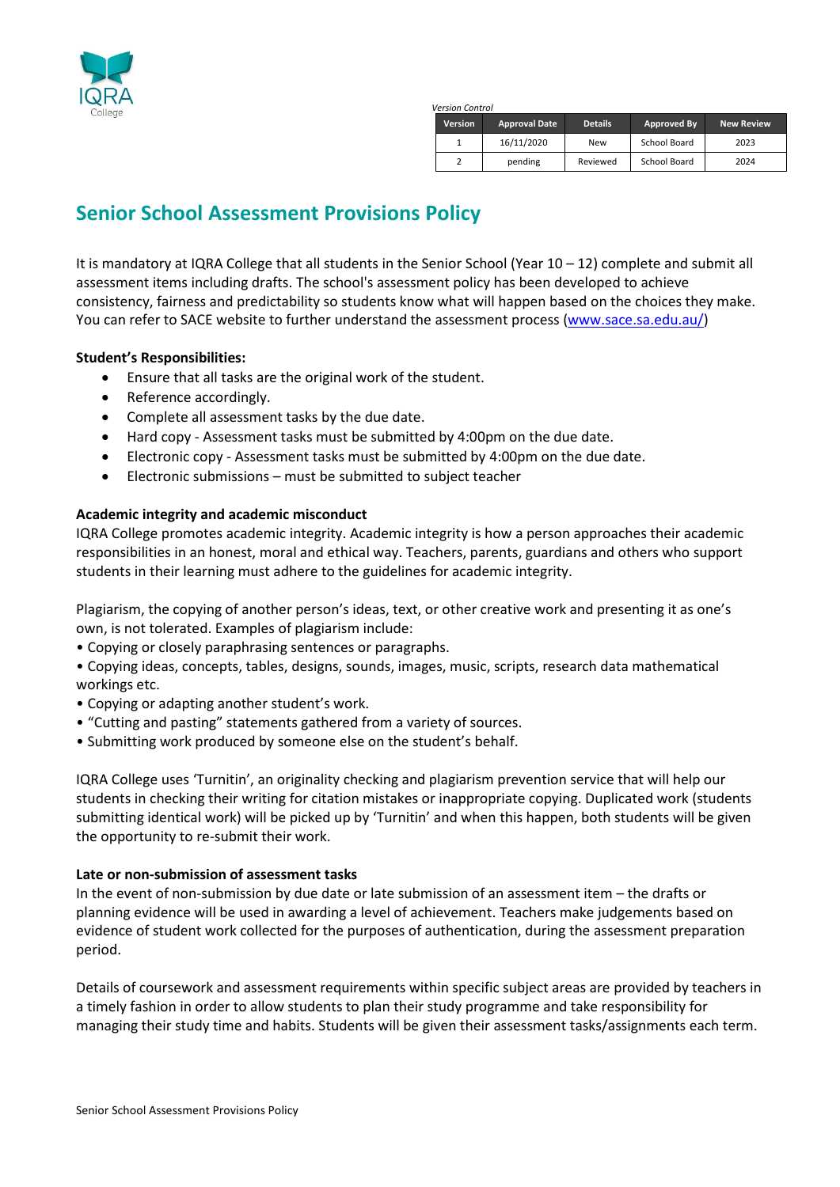IQRA College

*Version Control*

| Version | Approval Date | Details | Approved By | New Review |
|---|---|---|---|---|
| 1 | 16/11/2020 | New | School Board | 2023 |
| 2 | pending | Reviewed | School Board | 2024 |

# Senior School Assessment Provisions Policy

It is mandatory at IQRA College that all students in the Senior School (Year 10 – 12) complete and submit all assessment items including drafts. The school's assessment policy has been developed to achieve consistency, fairness and predictability so students know what will happen based on the choices they make. You can refer to SACE website to further understand the assessment process (www.sace.sa.edu.au/)

**Student's Responsibilities:**

- Ensure that all tasks are the original work of the student.
- Reference accordingly.
- Complete all assessment tasks by the due date.
- Hard copy - Assessment tasks must be submitted by 4:00pm on the due date.
- Electronic copy - Assessment tasks must be submitted by 4:00pm on the due date.
- Electronic submissions – must be submitted to subject teacher

**Academic integrity and academic misconduct**

IQRA College promotes academic integrity. Academic integrity is how a person approaches their academic responsibilities in an honest, moral and ethical way. Teachers, parents, guardians and others who support students in their learning must adhere to the guidelines for academic integrity.

Plagiarism, the copying of another person's ideas, text, or other creative work and presenting it as one's own, is not tolerated. Examples of plagiarism include:

- Copying or closely paraphrasing sentences or paragraphs.
- Copying ideas, concepts, tables, designs, sounds, images, music, scripts, research data mathematical workings etc.
- Copying or adapting another student's work.
- "Cutting and pasting" statements gathered from a variety of sources.
- Submitting work produced by someone else on the student's behalf.

IQRA College uses 'Turnitin', an originality checking and plagiarism prevention service that will help our students in checking their writing for citation mistakes or inappropriate copying. Duplicated work (students submitting identical work) will be picked up by 'Turnitin' and when this happen, both students will be given the opportunity to re-submit their work.

**Late or non-submission of assessment tasks**

In the event of non-submission by due date or late submission of an assessment item – the drafts or planning evidence will be used in awarding a level of achievement. Teachers make judgements based on evidence of student work collected for the purposes of authentication, during the assessment preparation period.

Details of coursework and assessment requirements within specific subject areas are provided by teachers in a timely fashion in order to allow students to plan their study programme and take responsibility for managing their study time and habits. Students will be given their assessment tasks/assignments each term.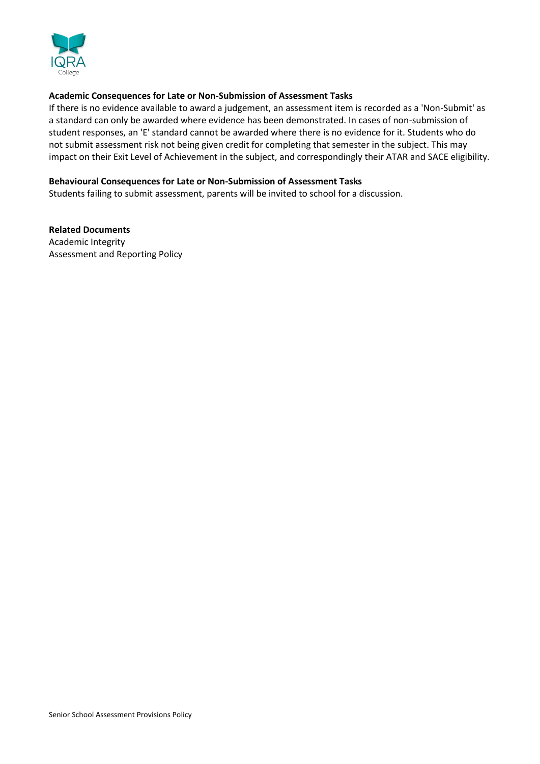**Academic Consequences for Late or Non-Submission of Assessment Tasks**

If there is no evidence available to award a judgement, an assessment item is recorded as a 'Non-Submit' as a standard can only be awarded where evidence has been demonstrated. In cases of non-submission of student responses, an 'E' standard cannot be awarded where there is no evidence for it. Students who do not submit assessment risk not being given credit for completing that semester in the subject. This may impact on their Exit Level of Achievement in the subject, and correspondingly their ATAR and SACE eligibility.

**Behavioural Consequences for Late or Non-Submission of Assessment Tasks**

Students failing to submit assessment, parents will be invited to school for a discussion.

**Related Documents**

Academic Integrity

Assessment and Reporting Policy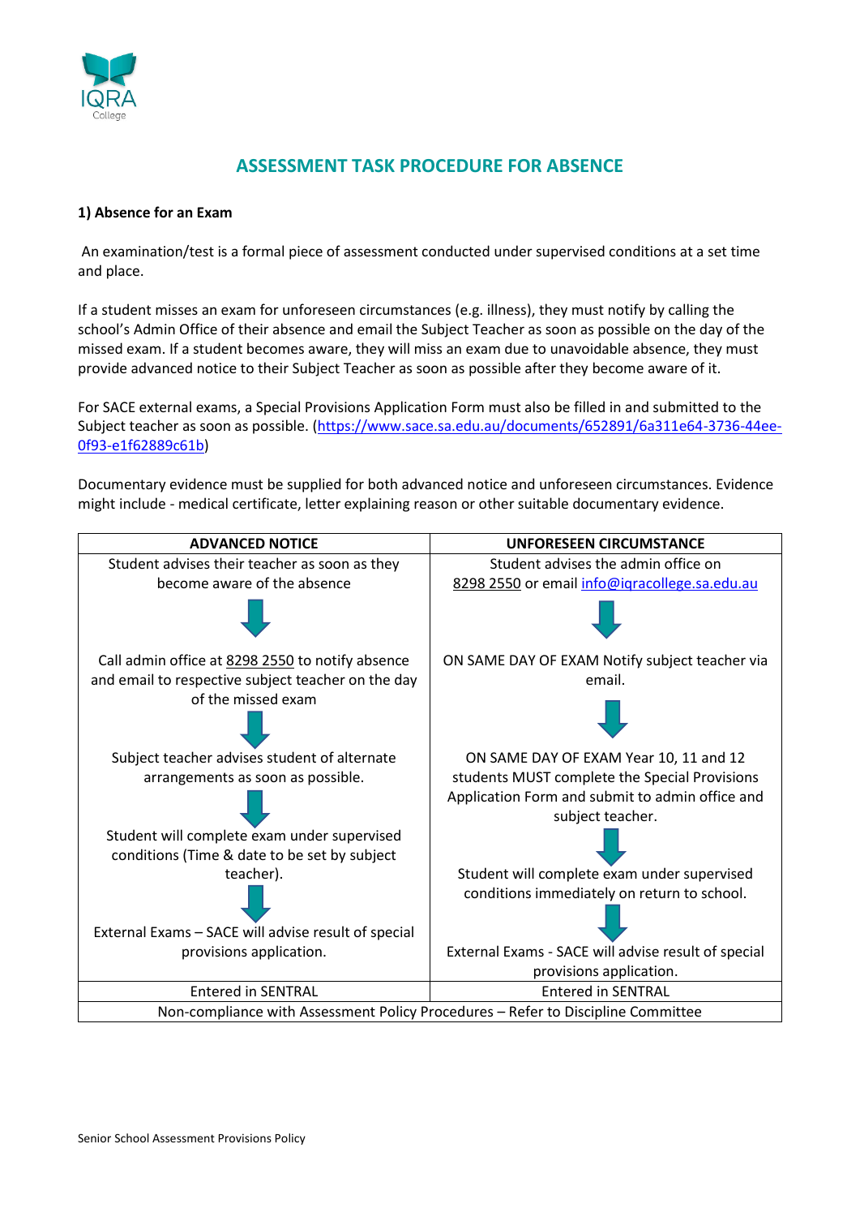## ASSESSMENT TASK PROCEDURE FOR ABSENCE

**1) Absence for an Exam**

An examination/test is a formal piece of assessment conducted under supervised conditions at a set time and place.

If a student misses an exam for unforeseen circumstances (e.g. illness), they must notify by calling the school's Admin Office of their absence and email the Subject Teacher as soon as possible on the day of the missed exam. If a student becomes aware, they will miss an exam due to unavoidable absence, they must provide advanced notice to their Subject Teacher as soon as possible after they become aware of it.

For SACE external exams, a Special Provisions Application Form must also be filled in and submitted to the Subject teacher as soon as possible. (https://www.sace.sa.edu.au/documents/652891/6a311e64-3736-44ee-0f93-e1f62889c61b)

Documentary evidence must be supplied for both advanced notice and unforeseen circumstances. Evidence might include - medical certificate, letter explaining reason or other suitable documentary evidence.

| ADVANCED NOTICE | UNFORESEEN CIRCUMSTANCE |
|---|---|
| Student advises their teacher as soon as they become aware of the absence<br>↓<br>Call admin office at 8298 2550 to notify absence and email to respective subject teacher on the day of the missed exam<br>↓<br>Subject teacher advises student of alternate arrangements as soon as possible.<br>↓<br>Student will complete exam under supervised conditions (Time & date to be set by subject teacher).<br>↓<br>External Exams – SACE will advise result of special provisions application. | Student advises the admin office on 8298 2550 or email info@iqracollege.sa.edu.au<br>↓<br>ON SAME DAY OF EXAM Notify subject teacher via email.<br>↓<br>ON SAME DAY OF EXAM Year 10, 11 and 12 students MUST complete the Special Provisions Application Form and submit to admin office and subject teacher.<br>↓<br>Student will complete exam under supervised conditions immediately on return to school.<br>↓<br>External Exams - SACE will advise result of special provisions application. |
| Entered in SENTRAL | Entered in SENTRAL |
| Non-compliance with Assessment Policy Procedures – Refer to Discipline Committee | |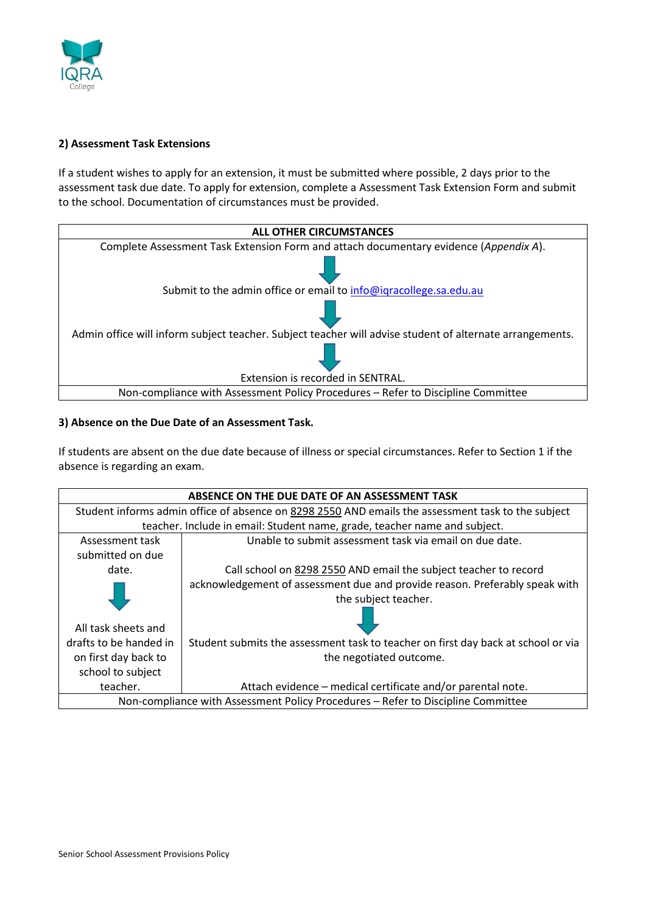**2) Assessment Task Extensions**

If a student wishes to apply for an extension, it must be submitted where possible, 2 days prior to the assessment task due date. To apply for extension, complete a Assessment Task Extension Form and submit to the school. Documentation of circumstances must be provided.

| ALL OTHER CIRCUMSTANCES |
|---|
| Complete Assessment Task Extension Form and attach documentary evidence (*Appendix A*).<br>↓<br>Submit to the admin office or email to info@iqracollege.sa.edu.au<br>↓<br>Admin office will inform subject teacher. Subject teacher will advise student of alternate arrangements.<br>↓<br>Extension is recorded in SENTRAL. |
| Non-compliance with Assessment Policy Procedures – Refer to Discipline Committee |

**3) Absence on the Due Date of an Assessment Task.**

If students are absent on the due date because of illness or special circumstances. Refer to Section 1 if the absence is regarding an exam.

| ABSENCE ON THE DUE DATE OF AN ASSESSMENT TASK | |
|---|---|
| Student informs admin office of absence on 8298 2550 AND emails the assessment task to the subject teacher. Include in email: Student name, grade, teacher name and subject. | |
| Assessment task submitted on due date.<br>↓<br>All task sheets and drafts to be handed in on first day back to school to subject teacher. | Unable to submit assessment task via email on due date.<br><br>Call school on 8298 2550 AND email the subject teacher to record acknowledgement of assessment due and provide reason. Preferably speak with the subject teacher.<br>↓<br>Student submits the assessment task to teacher on first day back at school or via the negotiated outcome.<br><br>Attach evidence – medical certificate and/or parental note. |
| Non-compliance with Assessment Policy Procedures – Refer to Discipline Committee | |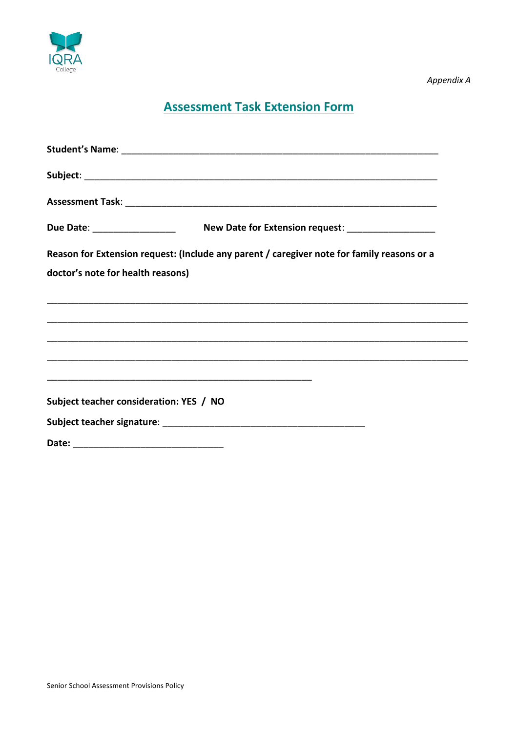*Appendix A*

# Assessment Task Extension Form

**Student's Name**: ___________________________________________________________

**Subject**: ________________________________________________________________

**Assessment Task**: _________________________________________________________

**Due Date**: _______________ **New Date for Extension request**: ________________

**Reason for Extension request: (Include any parent / caregiver note for family reasons or a doctor's note for health reasons)**

_____________________________________________________________________________

_____________________________________________________________________________

_____________________________________________________________________________

_____________________________________________________________________________

_____________________________________________

**Subject teacher consideration: YES / NO**

**Subject teacher signature**: ____________________________________

**Date:** ___________________________